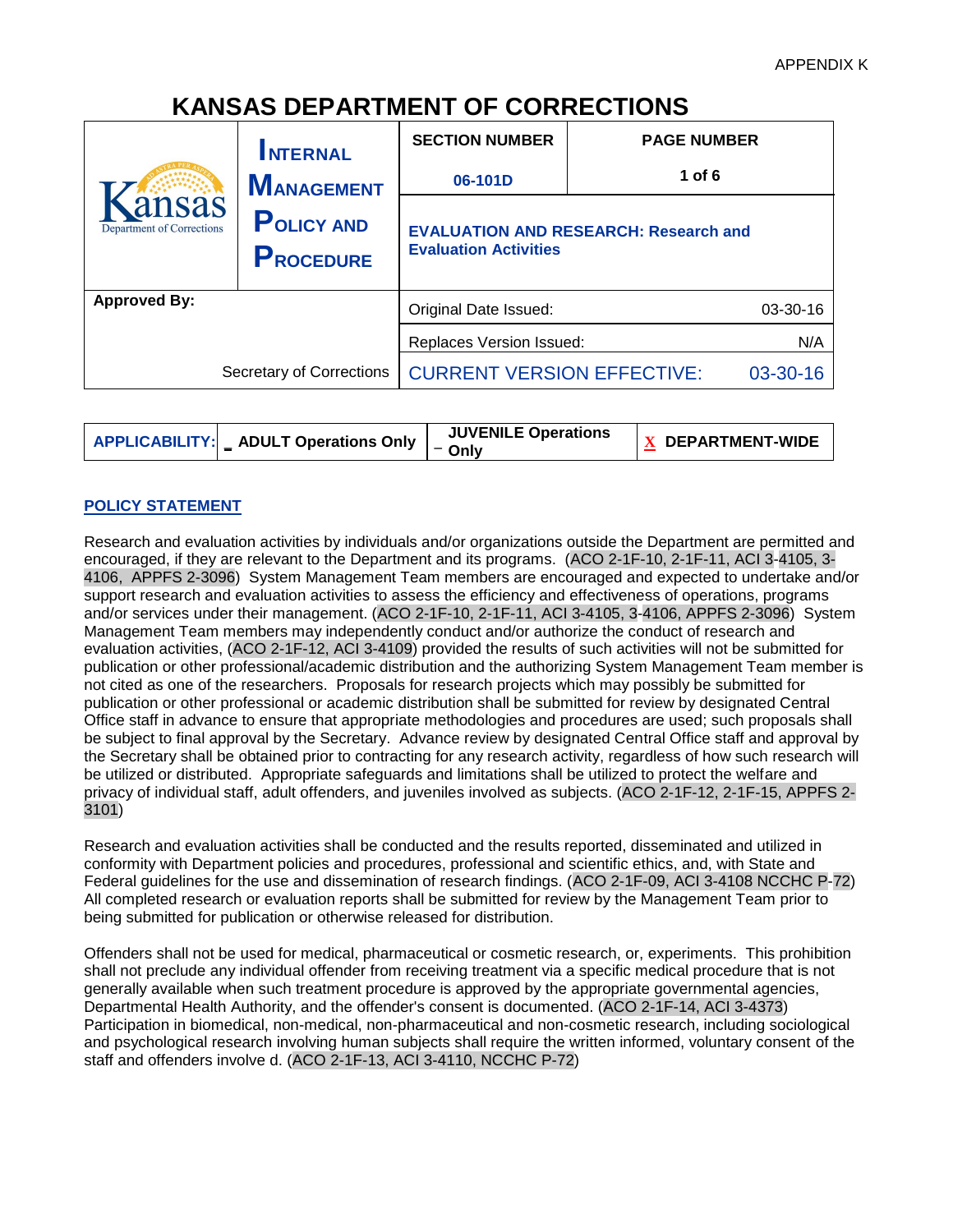APPENDIX K

# KANSAS DEPARTMENT OF CORRECTIONS

| Kansas Department of Corrections | INTERNAL MANAGEMENT POLICY AND PROCEDURE | SECTION NUMBER | PAGE NUMBER |
|---|---|---|---|
| | | 06-101D | 1 of 6 |
| | | **EVALUATION AND RESEARCH: Research and Evaluation Activities** | |
| **Approved By:** | | Original Date Issued: | 03-30-16 |
| | | Replaces Version Issued: | N/A |
| Secretary of Corrections | | CURRENT VERSION EFFECTIVE: | 03-30-16 |

| APPLICABILITY: | _ ADULT Operations Only | _ JUVENILE Operations Only | X DEPARTMENT-WIDE |
|---|---|---|---|

## POLICY STATEMENT

Research and evaluation activities by individuals and/or organizations outside the Department are permitted and encouraged, if they are relevant to the Department and its programs. (ACO 2-1F-10, 2-1F-11, ACI 3-4105, 3-4106, APPFS 2-3096) System Management Team members are encouraged and expected to undertake and/or support research and evaluation activities to assess the efficiency and effectiveness of operations, programs and/or services under their management. (ACO 2-1F-10, 2-1F-11, ACI 3-4105, 3-4106, APPFS 2-3096) System Management Team members may independently conduct and/or authorize the conduct of research and evaluation activities, (ACO 2-1F-12, ACI 3-4109) provided the results of such activities will not be submitted for publication or other professional/academic distribution and the authorizing System Management Team member is not cited as one of the researchers. Proposals for research projects which may possibly be submitted for publication or other professional or academic distribution shall be submitted for review by designated Central Office staff in advance to ensure that appropriate methodologies and procedures are used; such proposals shall be subject to final approval by the Secretary. Advance review by designated Central Office staff and approval by the Secretary shall be obtained prior to contracting for any research activity, regardless of how such research will be utilized or distributed. Appropriate safeguards and limitations shall be utilized to protect the welfare and privacy of individual staff, adult offenders, and juveniles involved as subjects. (ACO 2-1F-12, 2-1F-15, APPFS 2-3101)

Research and evaluation activities shall be conducted and the results reported, disseminated and utilized in conformity with Department policies and procedures, professional and scientific ethics, and, with State and Federal guidelines for the use and dissemination of research findings. (ACO 2-1F-09, ACI 3-4108 NCCHC P-72) All completed research or evaluation reports shall be submitted for review by the Management Team prior to being submitted for publication or otherwise released for distribution.

Offenders shall not be used for medical, pharmaceutical or cosmetic research, or, experiments. This prohibition shall not preclude any individual offender from receiving treatment via a specific medical procedure that is not generally available when such treatment procedure is approved by the appropriate governmental agencies, Departmental Health Authority, and the offender's consent is documented. (ACO 2-1F-14, ACI 3-4373) Participation in biomedical, non-medical, non-pharmaceutical and non-cosmetic research, including sociological and psychological research involving human subjects shall require the written informed, voluntary consent of the staff and offenders involve d. (ACO 2-1F-13, ACI 3-4110, NCCHC P-72)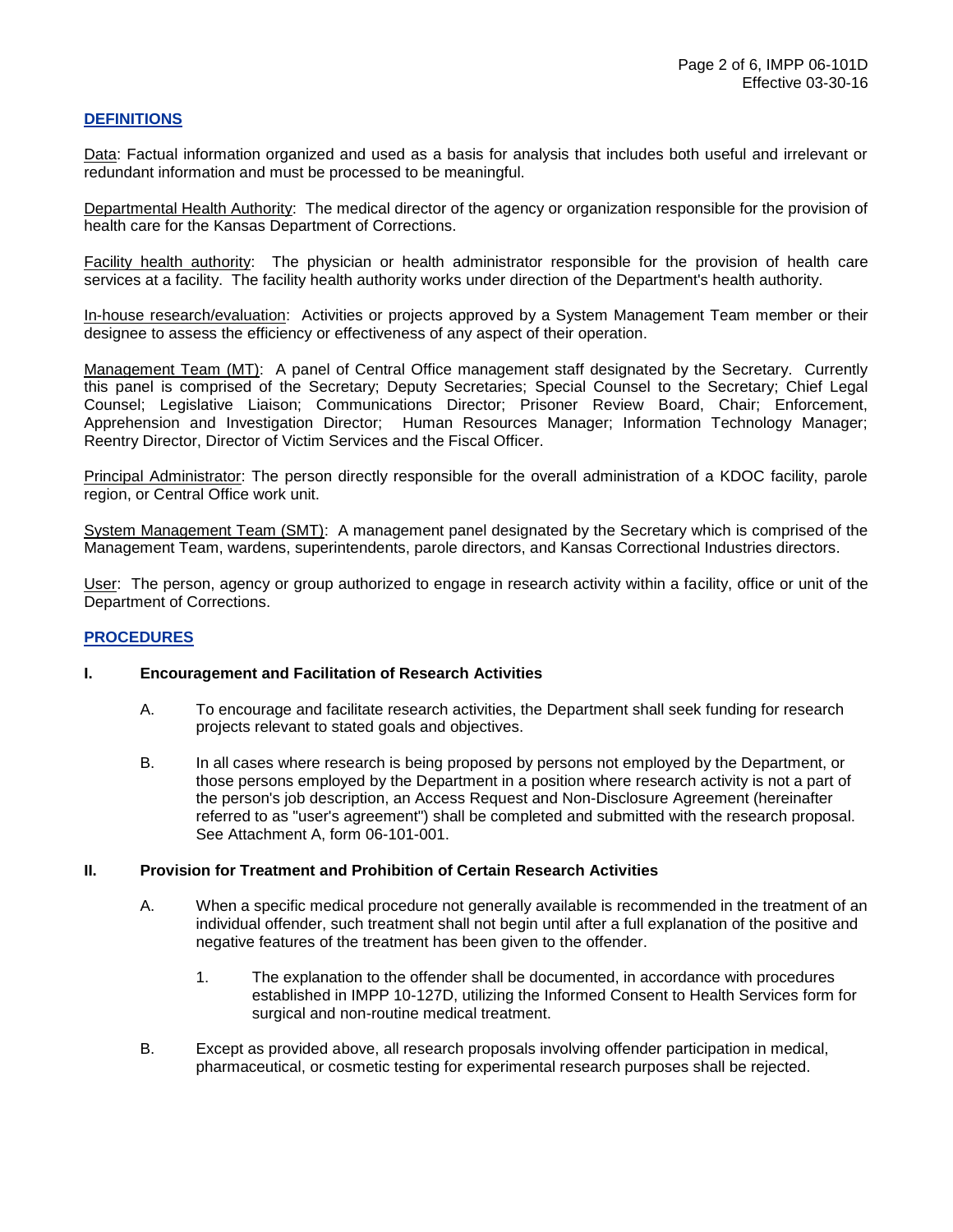## DEFINITIONS

Data: Factual information organized and used as a basis for analysis that includes both useful and irrelevant or redundant information and must be processed to be meaningful.

Departmental Health Authority: The medical director of the agency or organization responsible for the provision of health care for the Kansas Department of Corrections.

Facility health authority: The physician or health administrator responsible for the provision of health care services at a facility. The facility health authority works under direction of the Department's health authority.

In-house research/evaluation: Activities or projects approved by a System Management Team member or their designee to assess the efficiency or effectiveness of any aspect of their operation.

Management Team (MT): A panel of Central Office management staff designated by the Secretary. Currently this panel is comprised of the Secretary; Deputy Secretaries; Special Counsel to the Secretary; Chief Legal Counsel; Legislative Liaison; Communications Director; Prisoner Review Board, Chair; Enforcement, Apprehension and Investigation Director; Human Resources Manager; Information Technology Manager; Reentry Director, Director of Victim Services and the Fiscal Officer.

Principal Administrator: The person directly responsible for the overall administration of a KDOC facility, parole region, or Central Office work unit.

System Management Team (SMT): A management panel designated by the Secretary which is comprised of the Management Team, wardens, superintendents, parole directors, and Kansas Correctional Industries directors.

User: The person, agency or group authorized to engage in research activity within a facility, office or unit of the Department of Corrections.

## PROCEDURES

### I. Encouragement and Facilitation of Research Activities

A. To encourage and facilitate research activities, the Department shall seek funding for research projects relevant to stated goals and objectives.

B. In all cases where research is being proposed by persons not employed by the Department, or those persons employed by the Department in a position where research activity is not a part of the person's job description, an Access Request and Non-Disclosure Agreement (hereinafter referred to as "user's agreement") shall be completed and submitted with the research proposal. See Attachment A, form 06-101-001.

### II. Provision for Treatment and Prohibition of Certain Research Activities

A. When a specific medical procedure not generally available is recommended in the treatment of an individual offender, such treatment shall not begin until after a full explanation of the positive and negative features of the treatment has been given to the offender.

1. The explanation to the offender shall be documented, in accordance with procedures established in IMPP 10-127D, utilizing the Informed Consent to Health Services form for surgical and non-routine medical treatment.

B. Except as provided above, all research proposals involving offender participation in medical, pharmaceutical, or cosmetic testing for experimental research purposes shall be rejected.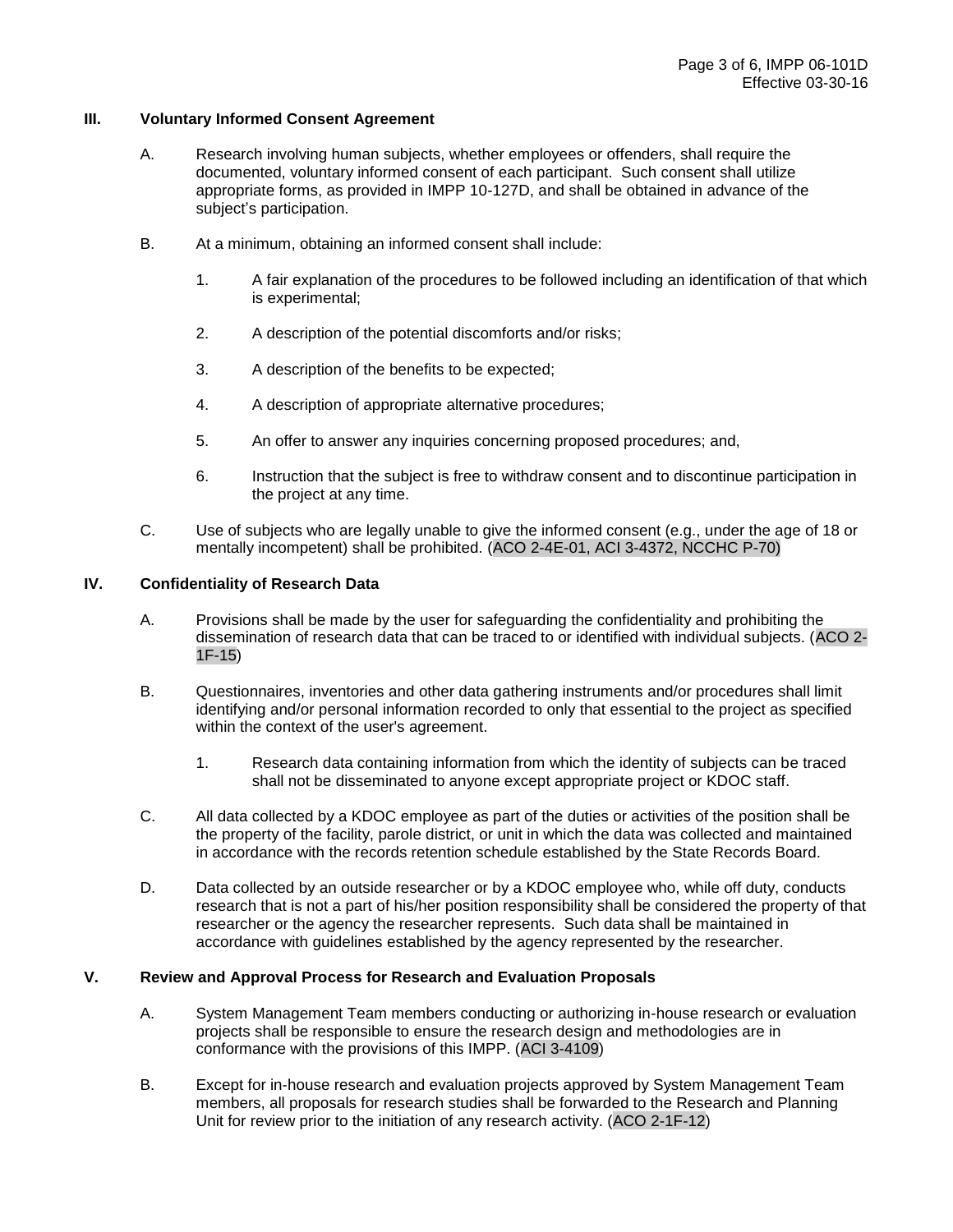## III. Voluntary Informed Consent Agreement

A. Research involving human subjects, whether employees or offenders, shall require the documented, voluntary informed consent of each participant. Such consent shall utilize appropriate forms, as provided in IMPP 10-127D, and shall be obtained in advance of the subject's participation.

B. At a minimum, obtaining an informed consent shall include:

1. A fair explanation of the procedures to be followed including an identification of that which is experimental;

2. A description of the potential discomforts and/or risks;

3. A description of the benefits to be expected;

4. A description of appropriate alternative procedures;

5. An offer to answer any inquiries concerning proposed procedures; and,

6. Instruction that the subject is free to withdraw consent and to discontinue participation in the project at any time.

C. Use of subjects who are legally unable to give the informed consent (e.g., under the age of 18 or mentally incompetent) shall be prohibited. (ACO 2-4E-01, ACI 3-4372, NCCHC P-70)

## IV. Confidentiality of Research Data

A. Provisions shall be made by the user for safeguarding the confidentiality and prohibiting the dissemination of research data that can be traced to or identified with individual subjects. (ACO 2-1F-15)

B. Questionnaires, inventories and other data gathering instruments and/or procedures shall limit identifying and/or personal information recorded to only that essential to the project as specified within the context of the user's agreement.

1. Research data containing information from which the identity of subjects can be traced shall not be disseminated to anyone except appropriate project or KDOC staff.

C. All data collected by a KDOC employee as part of the duties or activities of the position shall be the property of the facility, parole district, or unit in which the data was collected and maintained in accordance with the records retention schedule established by the State Records Board.

D. Data collected by an outside researcher or by a KDOC employee who, while off duty, conducts research that is not a part of his/her position responsibility shall be considered the property of that researcher or the agency the researcher represents. Such data shall be maintained in accordance with guidelines established by the agency represented by the researcher.

## V. Review and Approval Process for Research and Evaluation Proposals

A. System Management Team members conducting or authorizing in-house research or evaluation projects shall be responsible to ensure the research design and methodologies are in conformance with the provisions of this IMPP. (ACI 3-4109)

B. Except for in-house research and evaluation projects approved by System Management Team members, all proposals for research studies shall be forwarded to the Research and Planning Unit for review prior to the initiation of any research activity. (ACO 2-1F-12)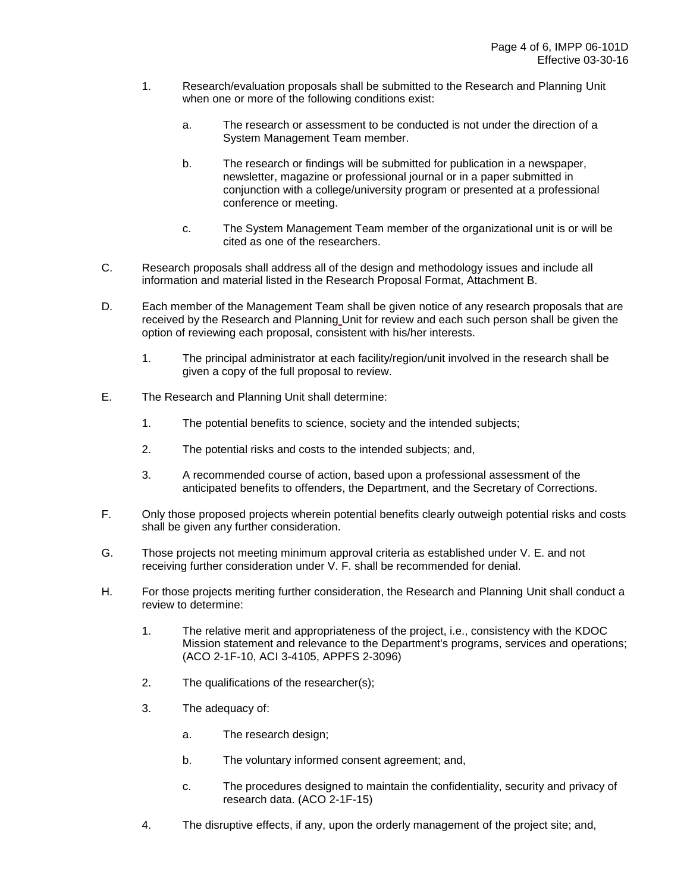1. Research/evaluation proposals shall be submitted to the Research and Planning Unit when one or more of the following conditions exist:

   a. The research or assessment to be conducted is not under the direction of a System Management Team member.

   b. The research or findings will be submitted for publication in a newspaper, newsletter, magazine or professional journal or in a paper submitted in conjunction with a college/university program or presented at a professional conference or meeting.

   c. The System Management Team member of the organizational unit is or will be cited as one of the researchers.

C. Research proposals shall address all of the design and methodology issues and include all information and material listed in the Research Proposal Format, Attachment B.

D. Each member of the Management Team shall be given notice of any research proposals that are received by the Research and Planning Unit for review and each such person shall be given the option of reviewing each proposal, consistent with his/her interests.

   1. The principal administrator at each facility/region/unit involved in the research shall be given a copy of the full proposal to review.

E. The Research and Planning Unit shall determine:

   1. The potential benefits to science, society and the intended subjects;

   2. The potential risks and costs to the intended subjects; and,

   3. A recommended course of action, based upon a professional assessment of the anticipated benefits to offenders, the Department, and the Secretary of Corrections.

F. Only those proposed projects wherein potential benefits clearly outweigh potential risks and costs shall be given any further consideration.

G. Those projects not meeting minimum approval criteria as established under V. E. and not receiving further consideration under V. F. shall be recommended for denial.

H. For those projects meriting further consideration, the Research and Planning Unit shall conduct a review to determine:

   1. The relative merit and appropriateness of the project, i.e., consistency with the KDOC Mission statement and relevance to the Department's programs, services and operations; (ACO 2-1F-10, ACI 3-4105, APPFS 2-3096)

   2. The qualifications of the researcher(s);

   3. The adequacy of:

      a. The research design;

      b. The voluntary informed consent agreement; and,

      c. The procedures designed to maintain the confidentiality, security and privacy of research data. (ACO 2-1F-15)

   4. The disruptive effects, if any, upon the orderly management of the project site; and,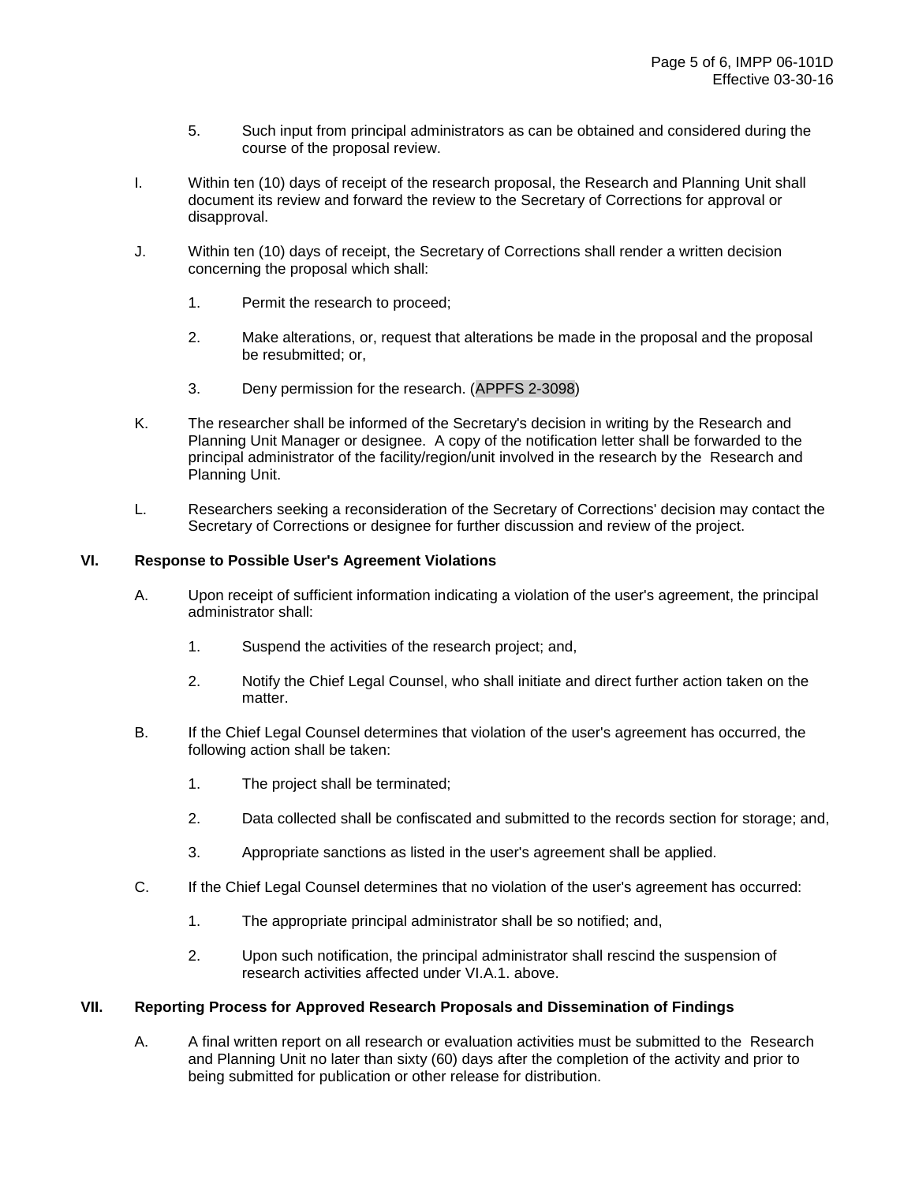5. Such input from principal administrators as can be obtained and considered during the course of the proposal review.

I. Within ten (10) days of receipt of the research proposal, the Research and Planning Unit shall document its review and forward the review to the Secretary of Corrections for approval or disapproval.

J. Within ten (10) days of receipt, the Secretary of Corrections shall render a written decision concerning the proposal which shall:

1. Permit the research to proceed;

2. Make alterations, or, request that alterations be made in the proposal and the proposal be resubmitted; or,

3. Deny permission for the research. (APPFS 2-3098)

K. The researcher shall be informed of the Secretary's decision in writing by the Research and Planning Unit Manager or designee. A copy of the notification letter shall be forwarded to the principal administrator of the facility/region/unit involved in the research by the Research and Planning Unit.

L. Researchers seeking a reconsideration of the Secretary of Corrections' decision may contact the Secretary of Corrections or designee for further discussion and review of the project.

## VI. Response to Possible User's Agreement Violations

A. Upon receipt of sufficient information indicating a violation of the user's agreement, the principal administrator shall:

1. Suspend the activities of the research project; and,

2. Notify the Chief Legal Counsel, who shall initiate and direct further action taken on the matter.

B. If the Chief Legal Counsel determines that violation of the user's agreement has occurred, the following action shall be taken:

1. The project shall be terminated;

2. Data collected shall be confiscated and submitted to the records section for storage; and,

3. Appropriate sanctions as listed in the user's agreement shall be applied.

C. If the Chief Legal Counsel determines that no violation of the user's agreement has occurred:

1. The appropriate principal administrator shall be so notified; and,

2. Upon such notification, the principal administrator shall rescind the suspension of research activities affected under VI.A.1. above.

## VII. Reporting Process for Approved Research Proposals and Dissemination of Findings

A. A final written report on all research or evaluation activities must be submitted to the Research and Planning Unit no later than sixty (60) days after the completion of the activity and prior to being submitted for publication or other release for distribution.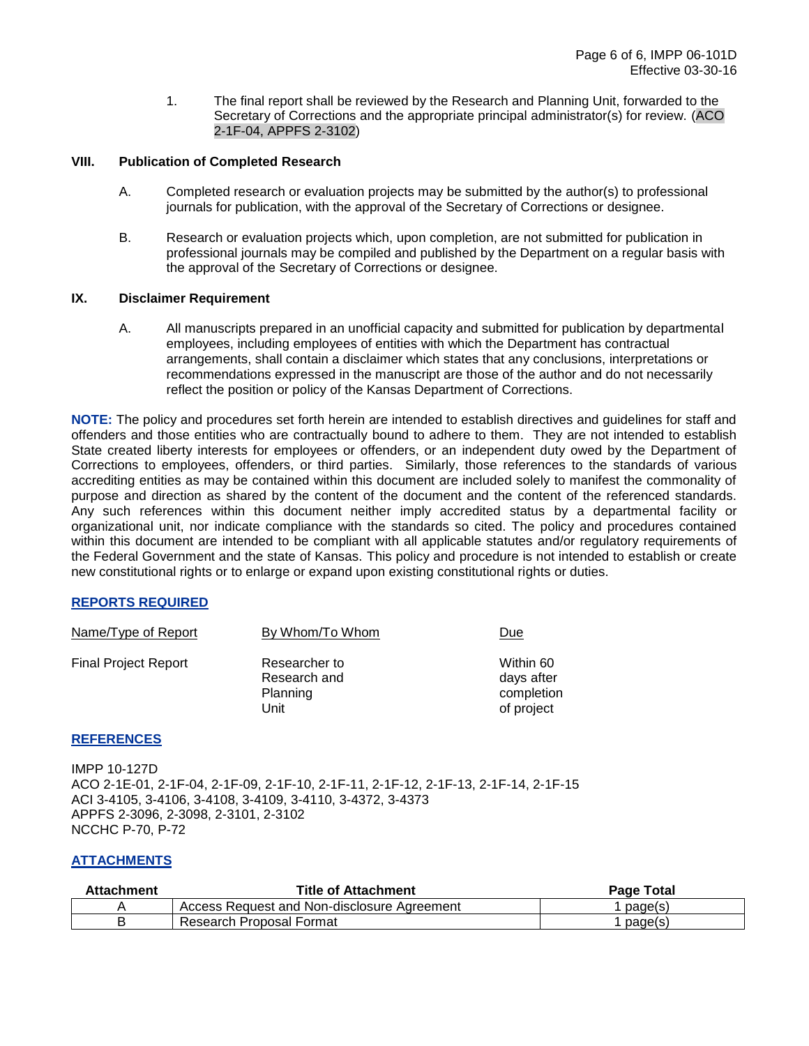1. The final report shall be reviewed by the Research and Planning Unit, forwarded to the Secretary of Corrections and the appropriate principal administrator(s) for review. (ACO 2-1F-04, APPFS 2-3102)

## VIII. Publication of Completed Research

A. Completed research or evaluation projects may be submitted by the author(s) to professional journals for publication, with the approval of the Secretary of Corrections or designee.

B. Research or evaluation projects which, upon completion, are not submitted for publication in professional journals may be compiled and published by the Department on a regular basis with the approval of the Secretary of Corrections or designee.

## IX. Disclaimer Requirement

A. All manuscripts prepared in an unofficial capacity and submitted for publication by departmental employees, including employees of entities with which the Department has contractual arrangements, shall contain a disclaimer which states that any conclusions, interpretations or recommendations expressed in the manuscript are those of the author and do not necessarily reflect the position or policy of the Kansas Department of Corrections.

**NOTE:** The policy and procedures set forth herein are intended to establish directives and guidelines for staff and offenders and those entities who are contractually bound to adhere to them. They are not intended to establish State created liberty interests for employees or offenders, or an independent duty owed by the Department of Corrections to employees, offenders, or third parties. Similarly, those references to the standards of various accrediting entities as may be contained within this document are included solely to manifest the commonality of purpose and direction as shared by the content of the document and the content of the referenced standards. Any such references within this document neither imply accredited status by a departmental facility or organizational unit, nor indicate compliance with the standards so cited. The policy and procedures contained within this document are intended to be compliant with all applicable statutes and/or regulatory requirements of the Federal Government and the state of Kansas. This policy and procedure is not intended to establish or create new constitutional rights or to enlarge or expand upon existing constitutional rights or duties.

## REPORTS REQUIRED

| Name/Type of Report | By Whom/To Whom | Due |
|---|---|---|
| Final Project Report | Researcher to Research and Planning Unit | Within 60 days after completion of project |

## REFERENCES

IMPP 10-127D
ACO 2-1E-01, 2-1F-04, 2-1F-09, 2-1F-10, 2-1F-11, 2-1F-12, 2-1F-13, 2-1F-14, 2-1F-15
ACI 3-4105, 3-4106, 3-4108, 3-4109, 3-4110, 3-4372, 3-4373
APPFS 2-3096, 2-3098, 2-3101, 2-3102
NCCHC P-70, P-72

## ATTACHMENTS

| Attachment | Title of Attachment | Page Total |
|---|---|---|
| A | Access Request and Non-disclosure Agreement | 1 page(s) |
| B | Research Proposal Format | 1 page(s) |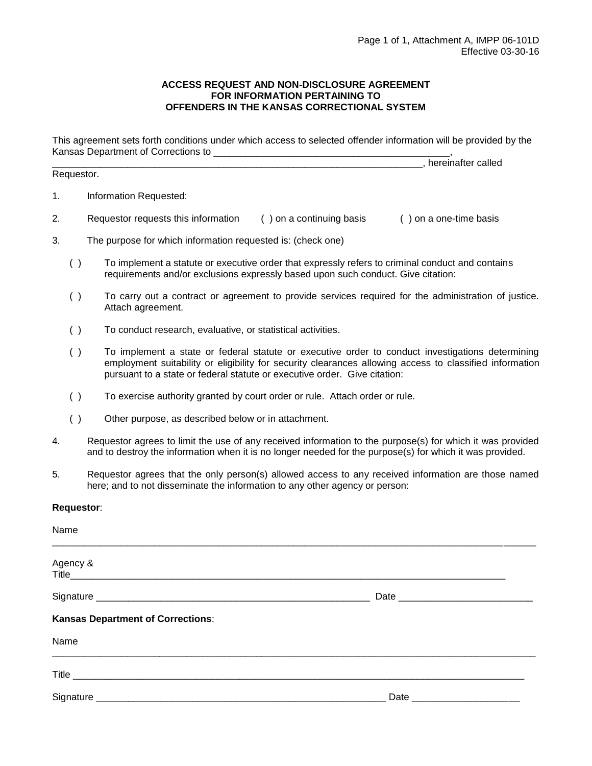Page 1 of 1, Attachment A, IMPP 06-101D
Effective 03-30-16

**ACCESS REQUEST AND NON-DISCLOSURE AGREEMENT
FOR INFORMATION PERTAINING TO
OFFENDERS IN THE KANSAS CORRECTIONAL SYSTEM**

This agreement sets forth conditions under which access to selected offender information will be provided by the Kansas Department of Corrections to ____________________________________________, ______________________________________________________________________, hereinafter called Requestor.

1. Information Requested:

2. Requestor requests this information ( ) on a continuing basis ( ) on a one-time basis

3. The purpose for which information requested is: (check one)

   ( ) To implement a statute or executive order that expressly refers to criminal conduct and contains requirements and/or exclusions expressly based upon such conduct. Give citation:

   ( ) To carry out a contract or agreement to provide services required for the administration of justice. Attach agreement.

   ( ) To conduct research, evaluative, or statistical activities.

   ( ) To implement a state or federal statute or executive order to conduct investigations determining employment suitability or eligibility for security clearances allowing access to classified information pursuant to a state or federal statute or executive order. Give citation:

   ( ) To exercise authority granted by court order or rule. Attach order or rule.

   ( ) Other purpose, as described below or in attachment.

4. Requestor agrees to limit the use of any received information to the purpose(s) for which it was provided and to destroy the information when it is no longer needed for the purpose(s) for which it was provided.

5. Requestor agrees that the only person(s) allowed access to any received information are those named here; and to not disseminate the information to any other agency or person:

**Requestor**:

Name ________________________________________________________________________________

Agency & Title________________________________________________________________________

Signature ____________________________________________________ Date _________________________

**Kansas Department of Corrections**:

Name ________________________________________________________________________________

Title _________________________________________________________________________________

Signature ________________________________________________________ Date ____________________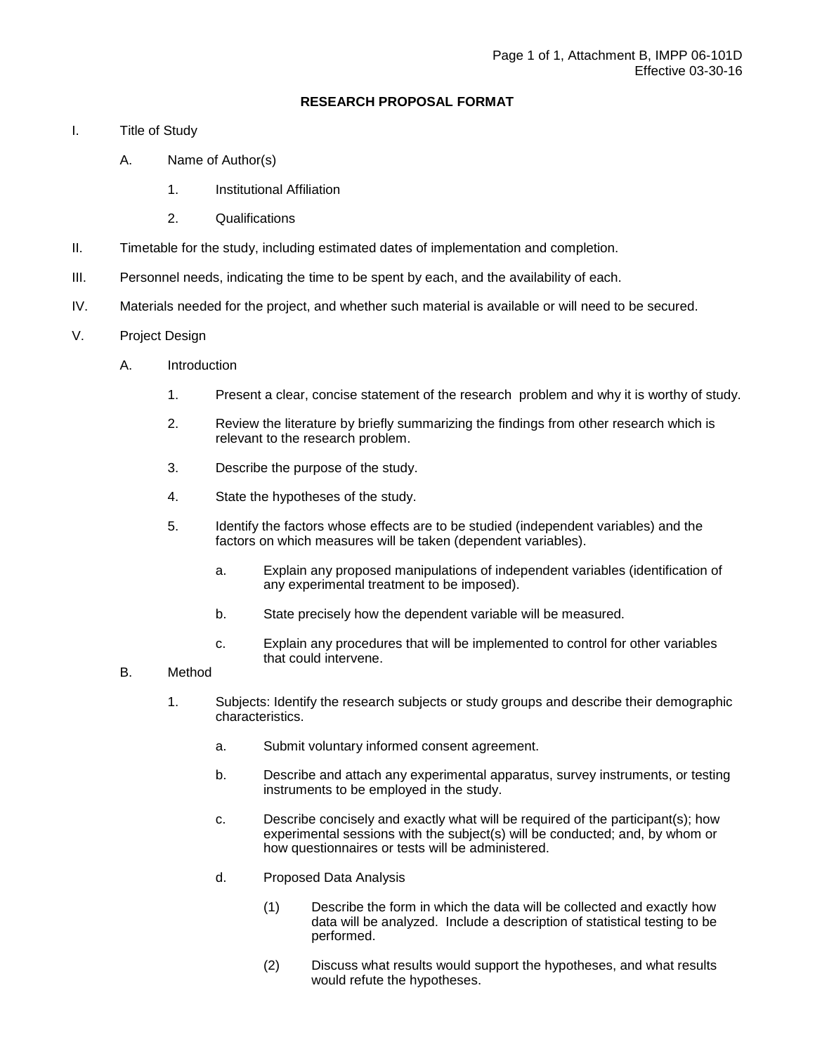## RESEARCH PROPOSAL FORMAT

I. Title of Study

  A. Name of Author(s)

    1. Institutional Affiliation

    2. Qualifications

II. Timetable for the study, including estimated dates of implementation and completion.

III. Personnel needs, indicating the time to be spent by each, and the availability of each.

IV. Materials needed for the project, and whether such material is available or will need to be secured.

V. Project Design

  A. Introduction

    1. Present a clear, concise statement of the research problem and why it is worthy of study.

    2. Review the literature by briefly summarizing the findings from other research which is relevant to the research problem.

    3. Describe the purpose of the study.

    4. State the hypotheses of the study.

    5. Identify the factors whose effects are to be studied (independent variables) and the factors on which measures will be taken (dependent variables).

      a. Explain any proposed manipulations of independent variables (identification of any experimental treatment to be imposed).

      b. State precisely how the dependent variable will be measured.

      c. Explain any procedures that will be implemented to control for other variables that could intervene.

  B. Method

    1. Subjects: Identify the research subjects or study groups and describe their demographic characteristics.

      a. Submit voluntary informed consent agreement.

      b. Describe and attach any experimental apparatus, survey instruments, or testing instruments to be employed in the study.

      c. Describe concisely and exactly what will be required of the participant(s); how experimental sessions with the subject(s) will be conducted; and, by whom or how questionnaires or tests will be administered.

      d. Proposed Data Analysis

        (1) Describe the form in which the data will be collected and exactly how data will be analyzed. Include a description of statistical testing to be performed.

        (2) Discuss what results would support the hypotheses, and what results would refute the hypotheses.